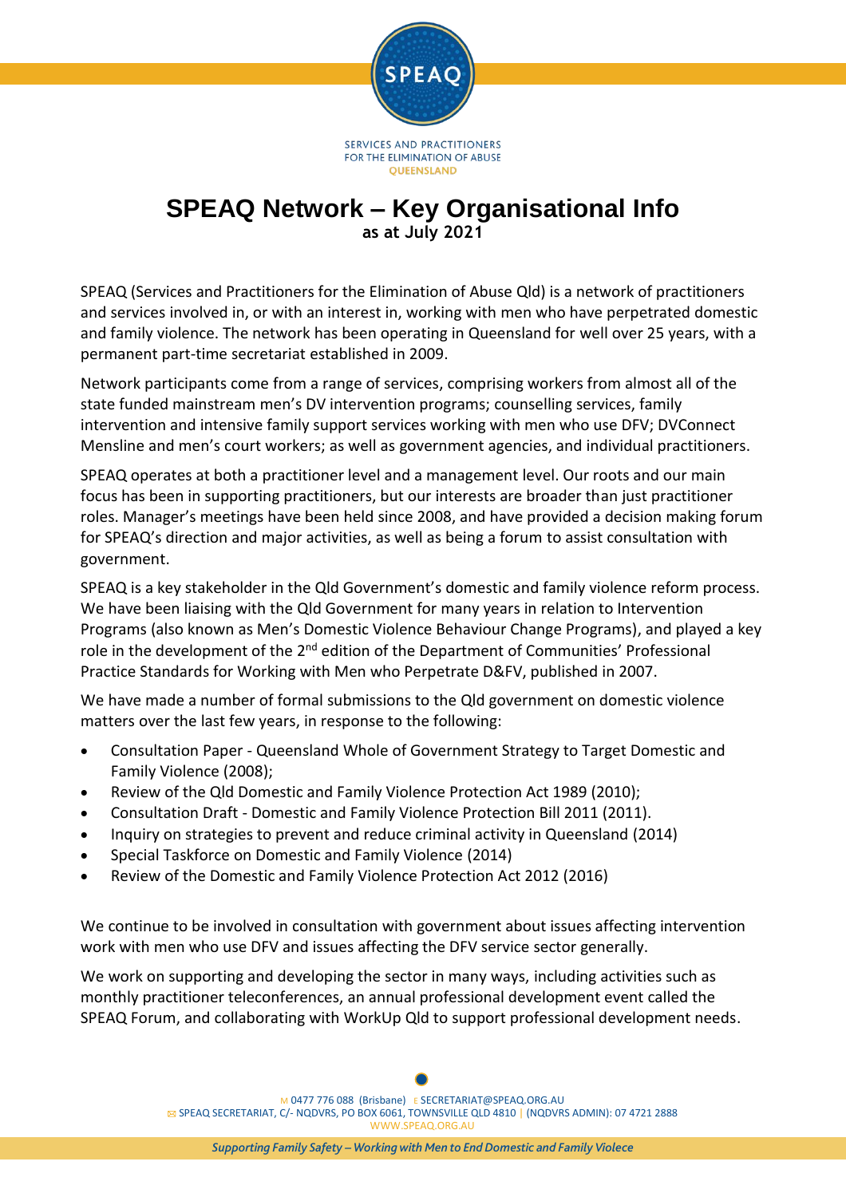SERVICES AND PRACTITIONERS FOR THE ELIMINATION OF ABUSE QUEENSLAND

# SPEAQ Network – Key Organisational Info

**as at July 2021**

SPEAQ (Services and Practitioners for the Elimination of Abuse Qld) is a network of practitioners and services involved in, or with an interest in, working with men who have perpetrated domestic and family violence. The network has been operating in Queensland for well over 25 years, with a permanent part-time secretariat established in 2009.

Network participants come from a range of services, comprising workers from almost all of the state funded mainstream men's DV intervention programs; counselling services, family intervention and intensive family support services working with men who use DFV; DVConnect Mensline and men's court workers; as well as government agencies, and individual practitioners.

SPEAQ operates at both a practitioner level and a management level. Our roots and our main focus has been in supporting practitioners, but our interests are broader than just practitioner roles. Manager's meetings have been held since 2008, and have provided a decision making forum for SPEAQ's direction and major activities, as well as being a forum to assist consultation with government.

SPEAQ is a key stakeholder in the Qld Government's domestic and family violence reform process. We have been liaising with the Qld Government for many years in relation to Intervention Programs (also known as Men's Domestic Violence Behaviour Change Programs), and played a key role in the development of the 2nd edition of the Department of Communities' Professional Practice Standards for Working with Men who Perpetrate D&FV, published in 2007.

We have made a number of formal submissions to the Qld government on domestic violence matters over the last few years, in response to the following:

- Consultation Paper - Queensland Whole of Government Strategy to Target Domestic and Family Violence (2008);
- Review of the Qld Domestic and Family Violence Protection Act 1989 (2010);
- Consultation Draft - Domestic and Family Violence Protection Bill 2011 (2011).
- Inquiry on strategies to prevent and reduce criminal activity in Queensland (2014)
- Special Taskforce on Domestic and Family Violence (2014)
- Review of the Domestic and Family Violence Protection Act 2012 (2016)

We continue to be involved in consultation with government about issues affecting intervention work with men who use DFV and issues affecting the DFV service sector generally.

We work on supporting and developing the sector in many ways, including activities such as monthly practitioner teleconferences, an annual professional development event called the SPEAQ Forum, and collaborating with WorkUp Qld to support professional development needs.

M 0477 776 088 (Brisbane) E SECRETARIAT@SPEAQ.ORG.AU
SPEAQ SECRETARIAT, C/- NQDVRS, PO BOX 6061, TOWNSVILLE QLD 4810 | (NQDVRS ADMIN): 07 4721 2888
WWW.SPEAQ.ORG.AU

*Supporting Family Safety – Working with Men to End Domestic and Family Violece*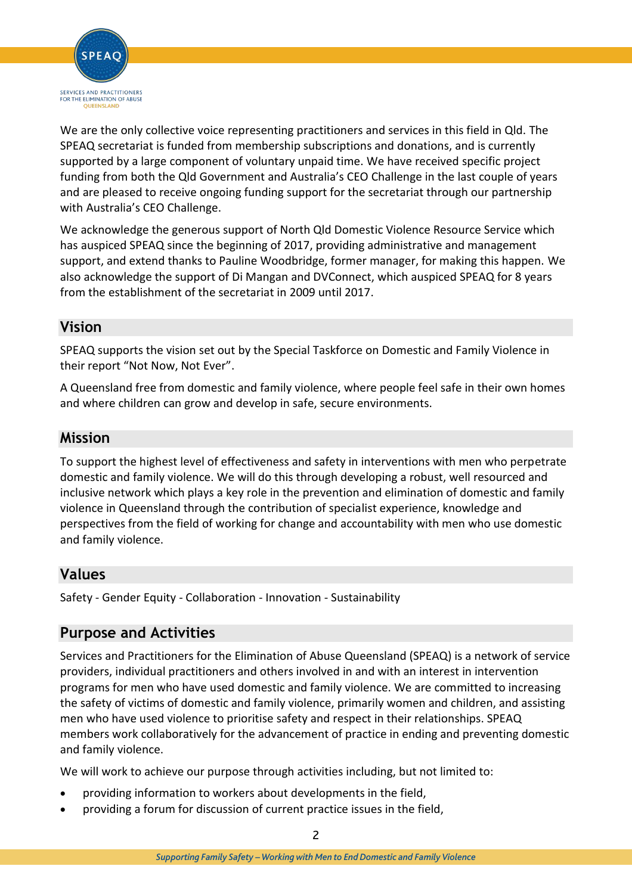We are the only collective voice representing practitioners and services in this field in Qld. The SPEAQ secretariat is funded from membership subscriptions and donations, and is currently supported by a large component of voluntary unpaid time. We have received specific project funding from both the Qld Government and Australia's CEO Challenge in the last couple of years and are pleased to receive ongoing funding support for the secretariat through our partnership with Australia's CEO Challenge.

We acknowledge the generous support of North Qld Domestic Violence Resource Service which has auspiced SPEAQ since the beginning of 2017, providing administrative and management support, and extend thanks to Pauline Woodbridge, former manager, for making this happen. We also acknowledge the support of Di Mangan and DVConnect, which auspiced SPEAQ for 8 years from the establishment of the secretariat in 2009 until 2017.

## Vision

SPEAQ supports the vision set out by the Special Taskforce on Domestic and Family Violence in their report "Not Now, Not Ever".

A Queensland free from domestic and family violence, where people feel safe in their own homes and where children can grow and develop in safe, secure environments.

## Mission

To support the highest level of effectiveness and safety in interventions with men who perpetrate domestic and family violence. We will do this through developing a robust, well resourced and inclusive network which plays a key role in the prevention and elimination of domestic and family violence in Queensland through the contribution of specialist experience, knowledge and perspectives from the field of working for change and accountability with men who use domestic and family violence.

## Values

Safety - Gender Equity - Collaboration - Innovation - Sustainability

## Purpose and Activities

Services and Practitioners for the Elimination of Abuse Queensland (SPEAQ) is a network of service providers, individual practitioners and others involved in and with an interest in intervention programs for men who have used domestic and family violence. We are committed to increasing the safety of victims of domestic and family violence, primarily women and children, and assisting men who have used violence to prioritise safety and respect in their relationships. SPEAQ members work collaboratively for the advancement of practice in ending and preventing domestic and family violence.

We will work to achieve our purpose through activities including, but not limited to:

- providing information to workers about developments in the field,
- providing a forum for discussion of current practice issues in the field,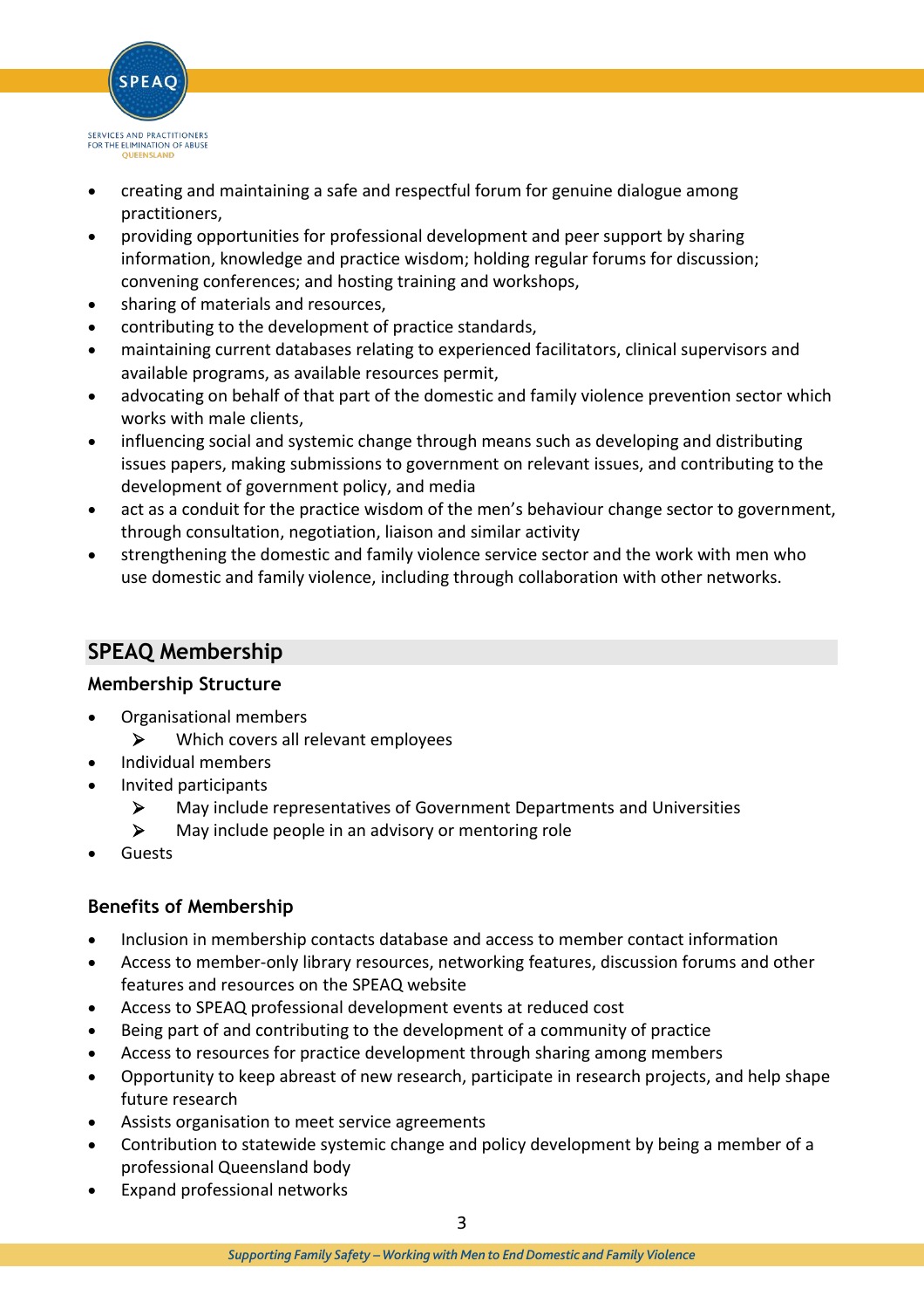- creating and maintaining a safe and respectful forum for genuine dialogue among practitioners,
- providing opportunities for professional development and peer support by sharing information, knowledge and practice wisdom; holding regular forums for discussion; convening conferences; and hosting training and workshops,
- sharing of materials and resources,
- contributing to the development of practice standards,
- maintaining current databases relating to experienced facilitators, clinical supervisors and available programs, as available resources permit,
- advocating on behalf of that part of the domestic and family violence prevention sector which works with male clients,
- influencing social and systemic change through means such as developing and distributing issues papers, making submissions to government on relevant issues, and contributing to the development of government policy, and media
- act as a conduit for the practice wisdom of the men's behaviour change sector to government, through consultation, negotiation, liaison and similar activity
- strengthening the domestic and family violence service sector and the work with men who use domestic and family violence, including through collaboration with other networks.

## SPEAQ Membership

### Membership Structure

- Organisational members
  - Which covers all relevant employees
- Individual members
- Invited participants
  - May include representatives of Government Departments and Universities
  - May include people in an advisory or mentoring role
- Guests

### Benefits of Membership

- Inclusion in membership contacts database and access to member contact information
- Access to member-only library resources, networking features, discussion forums and other features and resources on the SPEAQ website
- Access to SPEAQ professional development events at reduced cost
- Being part of and contributing to the development of a community of practice
- Access to resources for practice development through sharing among members
- Opportunity to keep abreast of new research, participate in research projects, and help shape future research
- Assists organisation to meet service agreements
- Contribution to statewide systemic change and policy development by being a member of a professional Queensland body
- Expand professional networks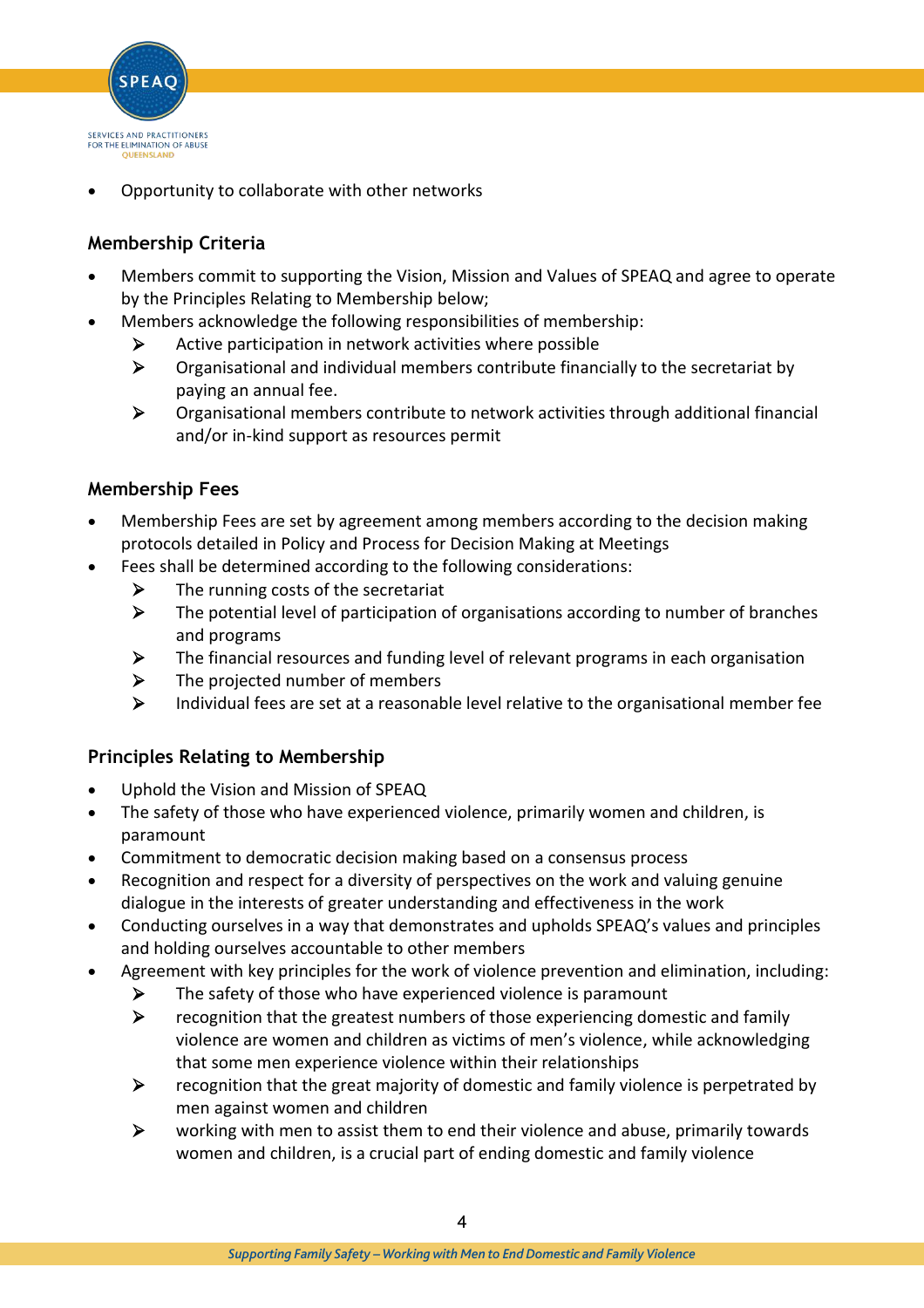- Opportunity to collaborate with other networks

## Membership Criteria

- Members commit to supporting the Vision, Mission and Values of SPEAQ and agree to operate by the Principles Relating to Membership below;
- Members acknowledge the following responsibilities of membership:
    - Active participation in network activities where possible
    - Organisational and individual members contribute financially to the secretariat by paying an annual fee.
    - Organisational members contribute to network activities through additional financial and/or in-kind support as resources permit

## Membership Fees

- Membership Fees are set by agreement among members according to the decision making protocols detailed in Policy and Process for Decision Making at Meetings
- Fees shall be determined according to the following considerations:
    - The running costs of the secretariat
    - The potential level of participation of organisations according to number of branches and programs
    - The financial resources and funding level of relevant programs in each organisation
    - The projected number of members
    - Individual fees are set at a reasonable level relative to the organisational member fee

## Principles Relating to Membership

- Uphold the Vision and Mission of SPEAQ
- The safety of those who have experienced violence, primarily women and children, is paramount
- Commitment to democratic decision making based on a consensus process
- Recognition and respect for a diversity of perspectives on the work and valuing genuine dialogue in the interests of greater understanding and effectiveness in the work
- Conducting ourselves in a way that demonstrates and upholds SPEAQ's values and principles and holding ourselves accountable to other members
- Agreement with key principles for the work of violence prevention and elimination, including:
    - The safety of those who have experienced violence is paramount
    - recognition that the greatest numbers of those experiencing domestic and family violence are women and children as victims of men's violence, while acknowledging that some men experience violence within their relationships
    - recognition that the great majority of domestic and family violence is perpetrated by men against women and children
    - working with men to assist them to end their violence and abuse, primarily towards women and children, is a crucial part of ending domestic and family violence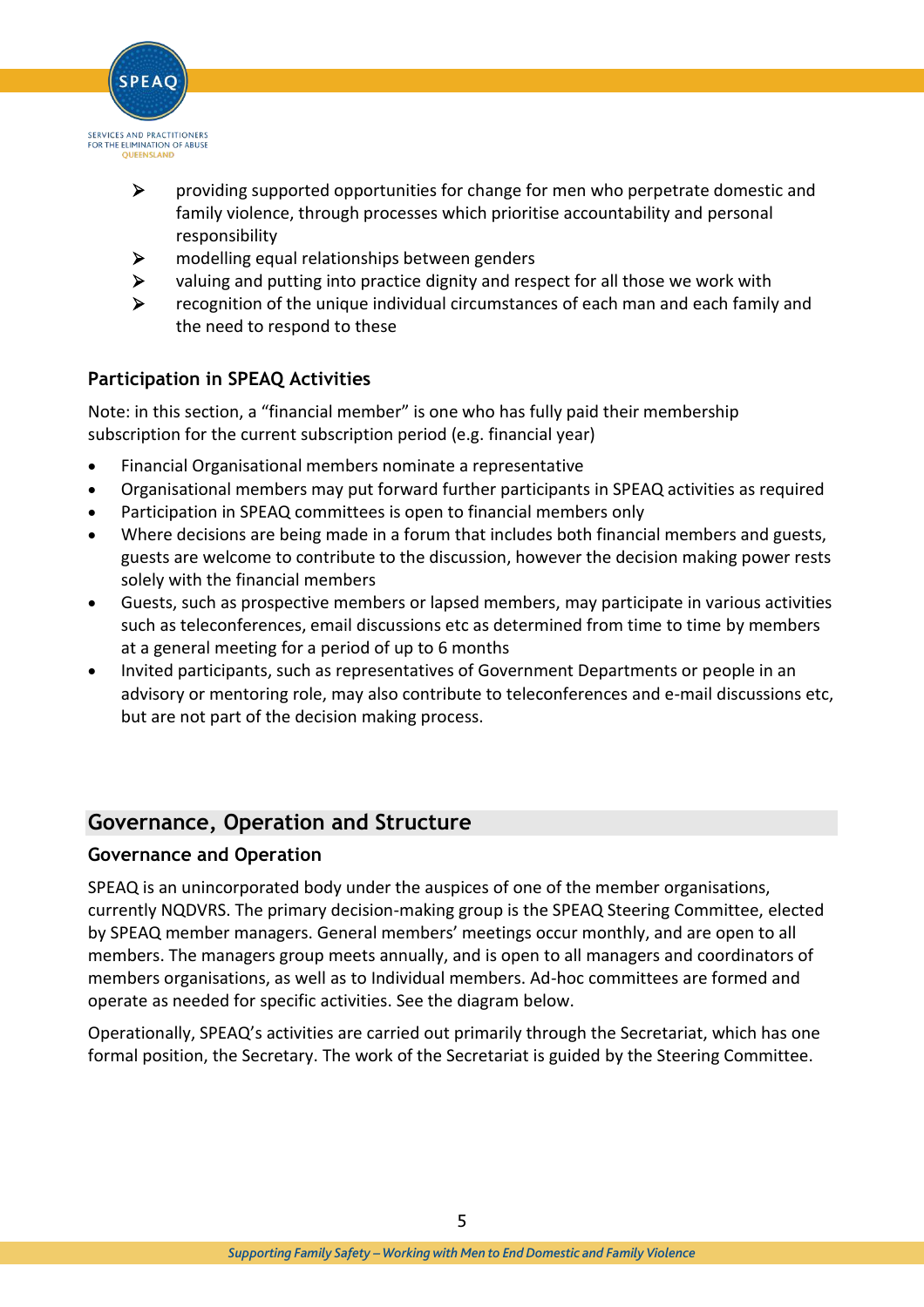- providing supported opportunities for change for men who perpetrate domestic and family violence, through processes which prioritise accountability and personal responsibility
- modelling equal relationships between genders
- valuing and putting into practice dignity and respect for all those we work with
- recognition of the unique individual circumstances of each man and each family and the need to respond to these

### Participation in SPEAQ Activities

Note: in this section, a "financial member" is one who has fully paid their membership subscription for the current subscription period (e.g. financial year)

- Financial Organisational members nominate a representative
- Organisational members may put forward further participants in SPEAQ activities as required
- Participation in SPEAQ committees is open to financial members only
- Where decisions are being made in a forum that includes both financial members and guests, guests are welcome to contribute to the discussion, however the decision making power rests solely with the financial members
- Guests, such as prospective members or lapsed members, may participate in various activities such as teleconferences, email discussions etc as determined from time to time by members at a general meeting for a period of up to 6 months
- Invited participants, such as representatives of Government Departments or people in an advisory or mentoring role, may also contribute to teleconferences and e-mail discussions etc, but are not part of the decision making process.

## Governance, Operation and Structure

### Governance and Operation

SPEAQ is an unincorporated body under the auspices of one of the member organisations, currently NQDVRS. The primary decision-making group is the SPEAQ Steering Committee, elected by SPEAQ member managers. General members' meetings occur monthly, and are open to all members. The managers group meets annually, and is open to all managers and coordinators of members organisations, as well as to Individual members. Ad-hoc committees are formed and operate as needed for specific activities. See the diagram below.

Operationally, SPEAQ's activities are carried out primarily through the Secretariat, which has one formal position, the Secretary. The work of the Secretariat is guided by the Steering Committee.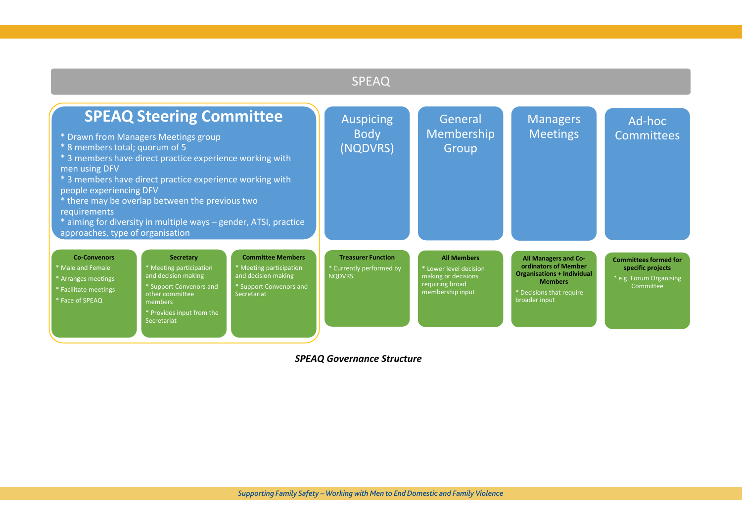# SPEAQ

## SPEAQ Steering Committee

* Drawn from Managers Meetings group
* 8 members total; quorum of 5
* 3 members have direct practice experience working with men using DFV
* 3 members have direct practice experience working with people experiencing DFV
* there may be overlap between the previous two requirements
* aiming for diversity in multiple ways – gender, ATSI, practice approaches, type of organisation

**Co-Convenors**

* Male and Female
* Arranges meetings
* Facilitate meetings
* Face of SPEAQ

**Secretary**

* Meeting participation and decision making
* Support Convenors and other committee members
* Provides input from the Secretariat

**Committee Members**

* Meeting participation and decision making
* Support Convenors and Secretariat

## Auspicing Body (NQDVRS)

**Treasurer Function**

* Currently performed by NQDVRS

## General Membership Group

**All Members**

* Lower level decision making or decisions requiring broad membership input

## Managers Meetings

**All Managers and Co-ordinators of Member Organisations + Individual Members**

* Decisions that require broader input

## Ad-hoc Committees

**Committees formed for specific projects**

* e.g. Forum Organising Committee

*SPEAQ Governance Structure*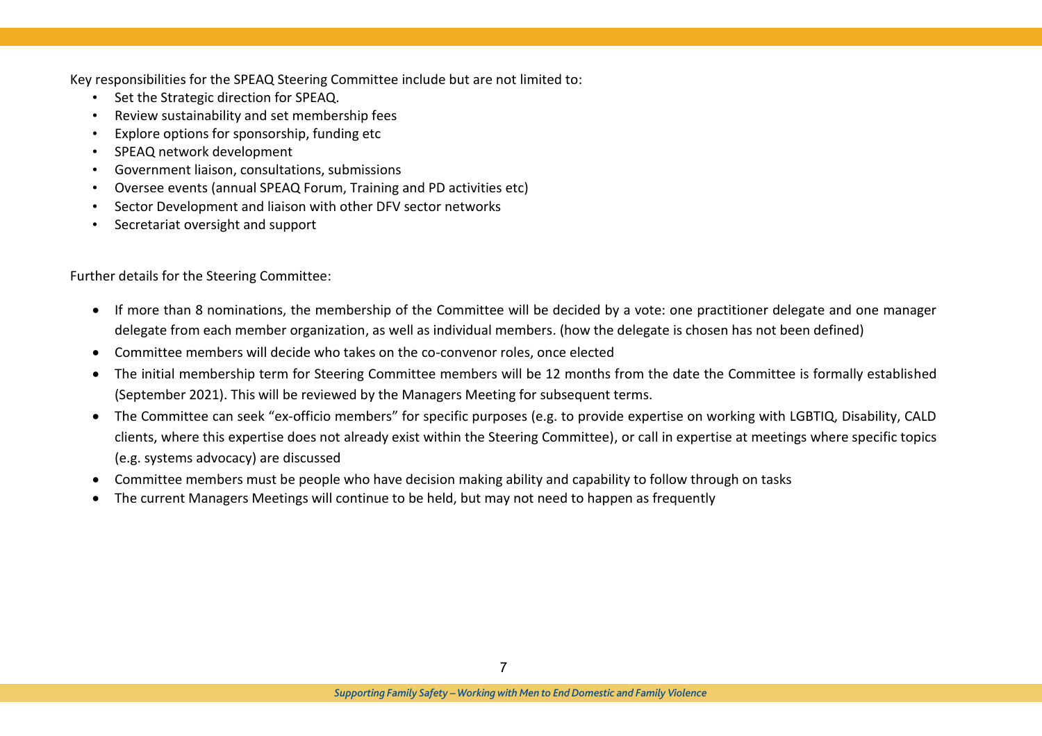Key responsibilities for the SPEAQ Steering Committee include but are not limited to:

- Set the Strategic direction for SPEAQ.
- Review sustainability and set membership fees
- Explore options for sponsorship, funding etc
- SPEAQ network development
- Government liaison, consultations, submissions
- Oversee events (annual SPEAQ Forum, Training and PD activities etc)
- Sector Development and liaison with other DFV sector networks
- Secretariat oversight and support

Further details for the Steering Committee:

- If more than 8 nominations, the membership of the Committee will be decided by a vote: one practitioner delegate and one manager delegate from each member organization, as well as individual members. (how the delegate is chosen has not been defined)
- Committee members will decide who takes on the co-convenor roles, once elected
- The initial membership term for Steering Committee members will be 12 months from the date the Committee is formally established (September 2021). This will be reviewed by the Managers Meeting for subsequent terms.
- The Committee can seek "ex-officio members" for specific purposes (e.g. to provide expertise on working with LGBTIQ, Disability, CALD clients, where this expertise does not already exist within the Steering Committee), or call in expertise at meetings where specific topics (e.g. systems advocacy) are discussed
- Committee members must be people who have decision making ability and capability to follow through on tasks
- The current Managers Meetings will continue to be held, but may not need to happen as frequently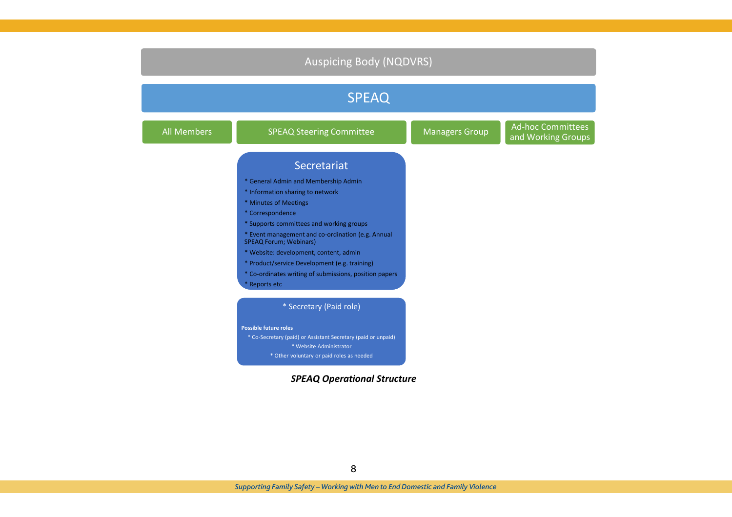**Auspicing Body (NQDVRS)**

**SPEAQ**

- All Members
- SPEAQ Steering Committee
- Managers Group
- Ad-hoc Committees and Working Groups

**Secretariat**

* General Admin and Membership Admin
* Information sharing to network
* Minutes of Meetings
* Correspondence
* Supports committees and working groups
* Event management and co-ordination (e.g. Annual SPEAQ Forum; Webinars)
* Website: development, content, admin
* Product/service Development (e.g. training)
* Co-ordinates writing of submissions, position papers
* Reports etc

* Secretary (Paid role)

**Possible future roles**

* Co-Secretary (paid) or Assistant Secretary (paid or unpaid)
* Website Administrator
* Other voluntary or paid roles as needed

***SPEAQ Operational Structure***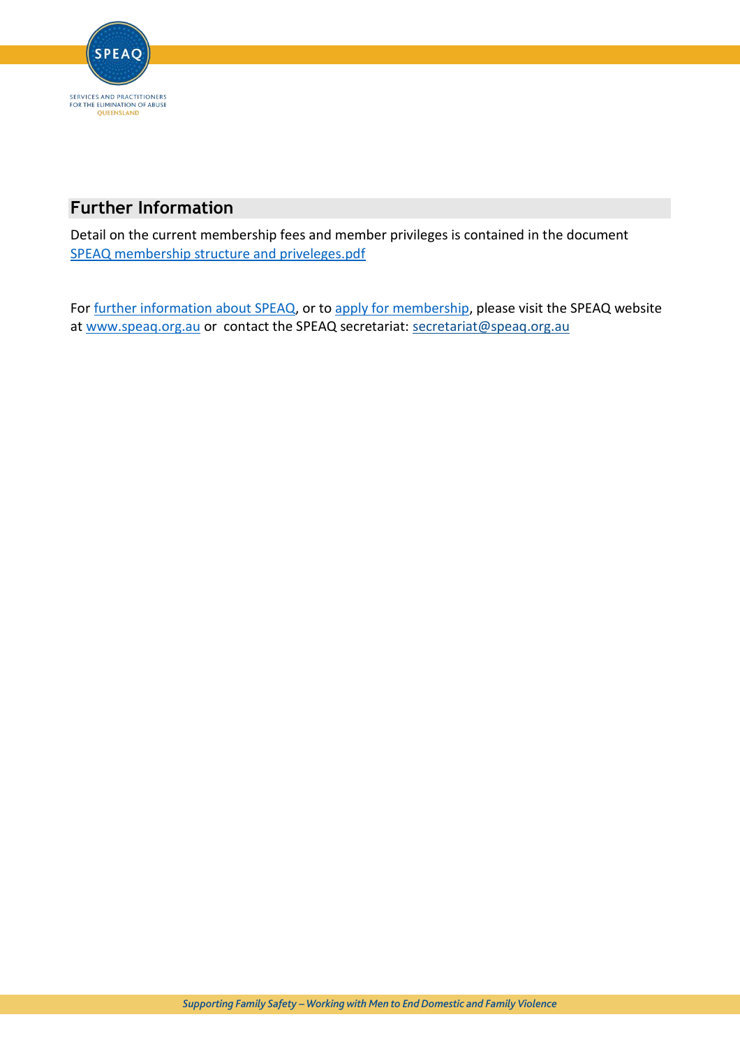## Further Information

Detail on the current membership fees and member privileges is contained in the document SPEAQ membership structure and priveleges.pdf

For further information about SPEAQ, or to apply for membership, please visit the SPEAQ website at www.speaq.org.au or contact the SPEAQ secretariat: secretariat@speaq.org.au